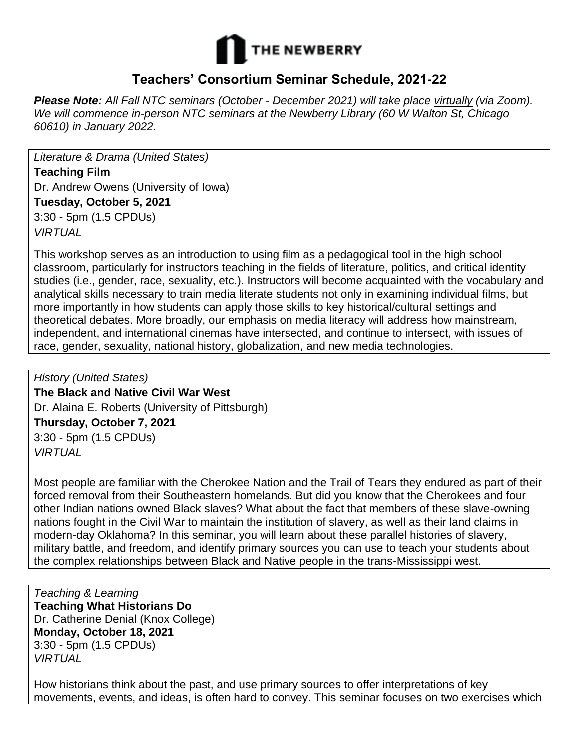THE NEWBERRY

# Teachers' Consortium Seminar Schedule, 2021-22

***Please Note:*** *All Fall NTC seminars (October - December 2021) will take place virtually (via Zoom). We will commence in-person NTC seminars at the Newberry Library (60 W Walton St, Chicago 60610) in January 2022.*

*Literature & Drama (United States)*
**Teaching Film**
Dr. Andrew Owens (University of Iowa)
**Tuesday, October 5, 2021**
3:30 - 5pm (1.5 CPDUs)
*VIRTUAL*

This workshop serves as an introduction to using film as a pedagogical tool in the high school classroom, particularly for instructors teaching in the fields of literature, politics, and critical identity studies (i.e., gender, race, sexuality, etc.). Instructors will become acquainted with the vocabulary and analytical skills necessary to train media literate students not only in examining individual films, but more importantly in how students can apply those skills to key historical/cultural settings and theoretical debates. More broadly, our emphasis on media literacy will address how mainstream, independent, and international cinemas have intersected, and continue to intersect, with issues of race, gender, sexuality, national history, globalization, and new media technologies.

*History (United States)*
**The Black and Native Civil War West**
Dr. Alaina E. Roberts (University of Pittsburgh)
**Thursday, October 7, 2021**
3:30 - 5pm (1.5 CPDUs)
*VIRTUAL*

Most people are familiar with the Cherokee Nation and the Trail of Tears they endured as part of their forced removal from their Southeastern homelands. But did you know that the Cherokees and four other Indian nations owned Black slaves? What about the fact that members of these slave-owning nations fought in the Civil War to maintain the institution of slavery, as well as their land claims in modern-day Oklahoma? In this seminar, you will learn about these parallel histories of slavery, military battle, and freedom, and identify primary sources you can use to teach your students about the complex relationships between Black and Native people in the trans-Mississippi west.

*Teaching & Learning*
**Teaching What Historians Do**
Dr. Catherine Denial (Knox College)
**Monday, October 18, 2021**
3:30 - 5pm (1.5 CPDUs)
*VIRTUAL*

How historians think about the past, and use primary sources to offer interpretations of key movements, events, and ideas, is often hard to convey. This seminar focuses on two exercises which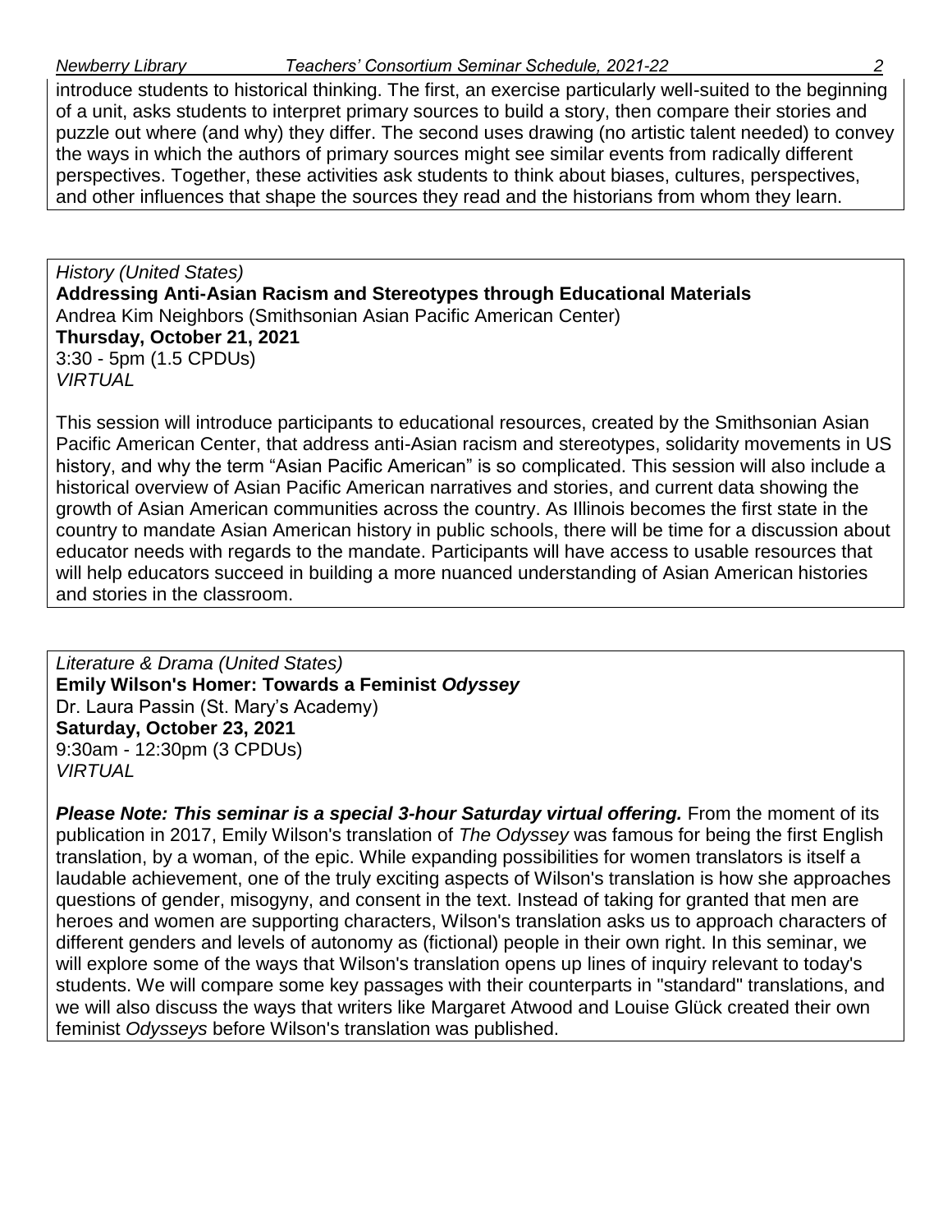introduce students to historical thinking. The first, an exercise particularly well-suited to the beginning of a unit, asks students to interpret primary sources to build a story, then compare their stories and puzzle out where (and why) they differ. The second uses drawing (no artistic talent needed) to convey the ways in which the authors of primary sources might see similar events from radically different perspectives. Together, these activities ask students to think about biases, cultures, perspectives, and other influences that shape the sources they read and the historians from whom they learn.

*History (United States)*
**Addressing Anti-Asian Racism and Stereotypes through Educational Materials**
Andrea Kim Neighbors (Smithsonian Asian Pacific American Center)
**Thursday, October 21, 2021**
3:30 - 5pm (1.5 CPDUs)
*VIRTUAL*

This session will introduce participants to educational resources, created by the Smithsonian Asian Pacific American Center, that address anti-Asian racism and stereotypes, solidarity movements in US history, and why the term "Asian Pacific American" is so complicated. This session will also include a historical overview of Asian Pacific American narratives and stories, and current data showing the growth of Asian American communities across the country. As Illinois becomes the first state in the country to mandate Asian American history in public schools, there will be time for a discussion about educator needs with regards to the mandate. Participants will have access to usable resources that will help educators succeed in building a more nuanced understanding of Asian American histories and stories in the classroom.

*Literature & Drama (United States)*
**Emily Wilson's Homer: Towards a Feminist *Odyssey***
Dr. Laura Passin (St. Mary's Academy)
**Saturday, October 23, 2021**
9:30am - 12:30pm (3 CPDUs)
*VIRTUAL*

***Please Note: This seminar is a special 3-hour Saturday virtual offering.*** From the moment of its publication in 2017, Emily Wilson's translation of *The Odyssey* was famous for being the first English translation, by a woman, of the epic. While expanding possibilities for women translators is itself a laudable achievement, one of the truly exciting aspects of Wilson's translation is how she approaches questions of gender, misogyny, and consent in the text. Instead of taking for granted that men are heroes and women are supporting characters, Wilson's translation asks us to approach characters of different genders and levels of autonomy as (fictional) people in their own right. In this seminar, we will explore some of the ways that Wilson's translation opens up lines of inquiry relevant to today's students. We will compare some key passages with their counterparts in "standard" translations, and we will also discuss the ways that writers like Margaret Atwood and Louise Glück created their own feminist *Odysseys* before Wilson's translation was published.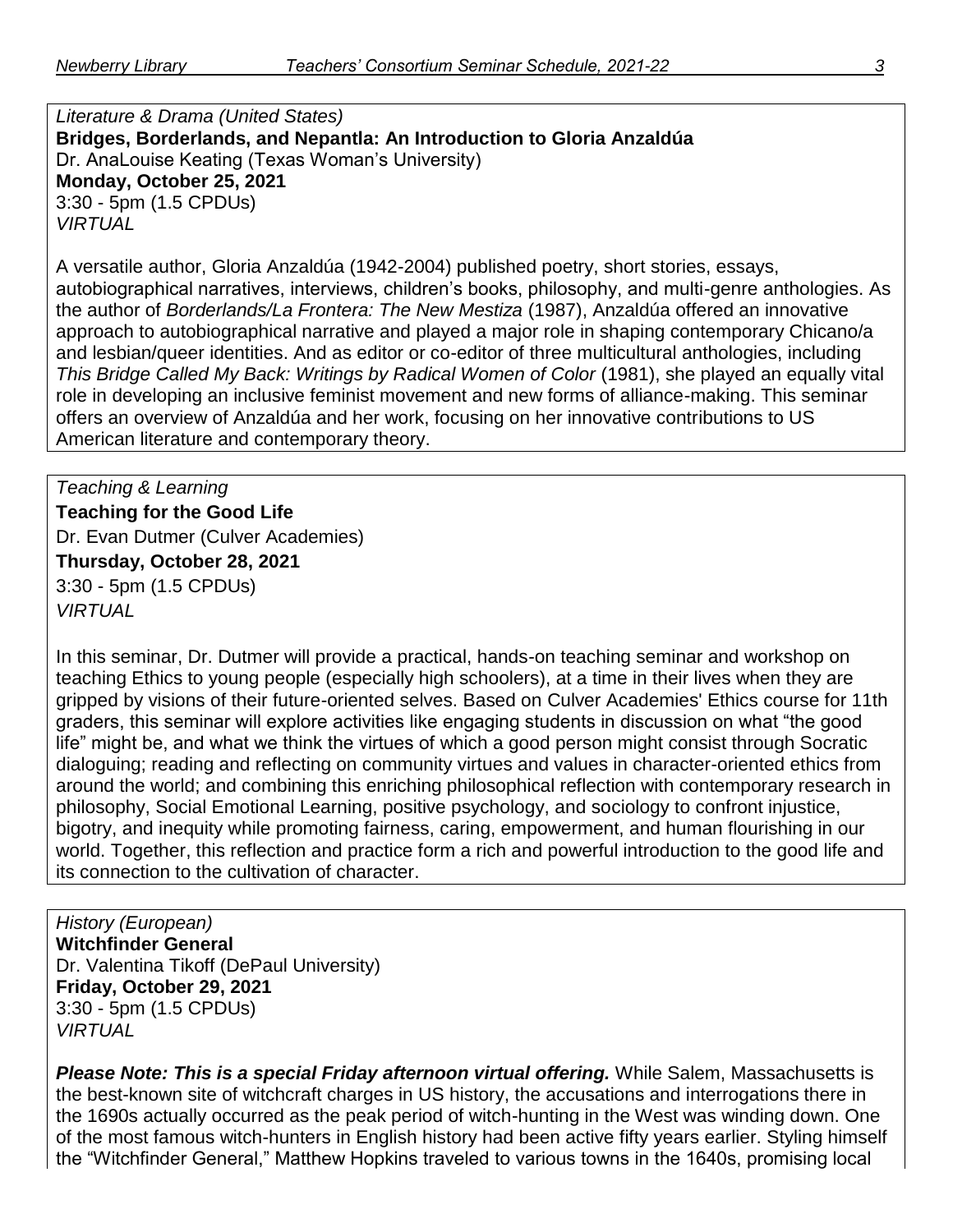*Literature & Drama (United States)*
**Bridges, Borderlands, and Nepantla: An Introduction to Gloria Anzaldúa**
Dr. AnaLouise Keating (Texas Woman's University)
**Monday, October 25, 2021**
3:30 - 5pm (1.5 CPDUs)
*VIRTUAL*

A versatile author, Gloria Anzaldúa (1942-2004) published poetry, short stories, essays, autobiographical narratives, interviews, children's books, philosophy, and multi-genre anthologies. As the author of *Borderlands/La Frontera: The New Mestiza* (1987), Anzaldúa offered an innovative approach to autobiographical narrative and played a major role in shaping contemporary Chicano/a and lesbian/queer identities. And as editor or co-editor of three multicultural anthologies, including *This Bridge Called My Back: Writings by Radical Women of Color* (1981), she played an equally vital role in developing an inclusive feminist movement and new forms of alliance-making. This seminar offers an overview of Anzaldúa and her work, focusing on her innovative contributions to US American literature and contemporary theory.

*Teaching & Learning*
**Teaching for the Good Life**
Dr. Evan Dutmer (Culver Academies)
**Thursday, October 28, 2021**
3:30 - 5pm (1.5 CPDUs)
*VIRTUAL*

In this seminar, Dr. Dutmer will provide a practical, hands-on teaching seminar and workshop on teaching Ethics to young people (especially high schoolers), at a time in their lives when they are gripped by visions of their future-oriented selves. Based on Culver Academies' Ethics course for 11th graders, this seminar will explore activities like engaging students in discussion on what "the good life" might be, and what we think the virtues of which a good person might consist through Socratic dialoguing; reading and reflecting on community virtues and values in character-oriented ethics from around the world; and combining this enriching philosophical reflection with contemporary research in philosophy, Social Emotional Learning, positive psychology, and sociology to confront injustice, bigotry, and inequity while promoting fairness, caring, empowerment, and human flourishing in our world. Together, this reflection and practice form a rich and powerful introduction to the good life and its connection to the cultivation of character.

*History (European)*
**Witchfinder General**
Dr. Valentina Tikoff (DePaul University)
**Friday, October 29, 2021**
3:30 - 5pm (1.5 CPDUs)
*VIRTUAL*

***Please Note: This is a special Friday afternoon virtual offering.*** While Salem, Massachusetts is the best-known site of witchcraft charges in US history, the accusations and interrogations there in the 1690s actually occurred as the peak period of witch-hunting in the West was winding down. One of the most famous witch-hunters in English history had been active fifty years earlier. Styling himself the "Witchfinder General," Matthew Hopkins traveled to various towns in the 1640s, promising local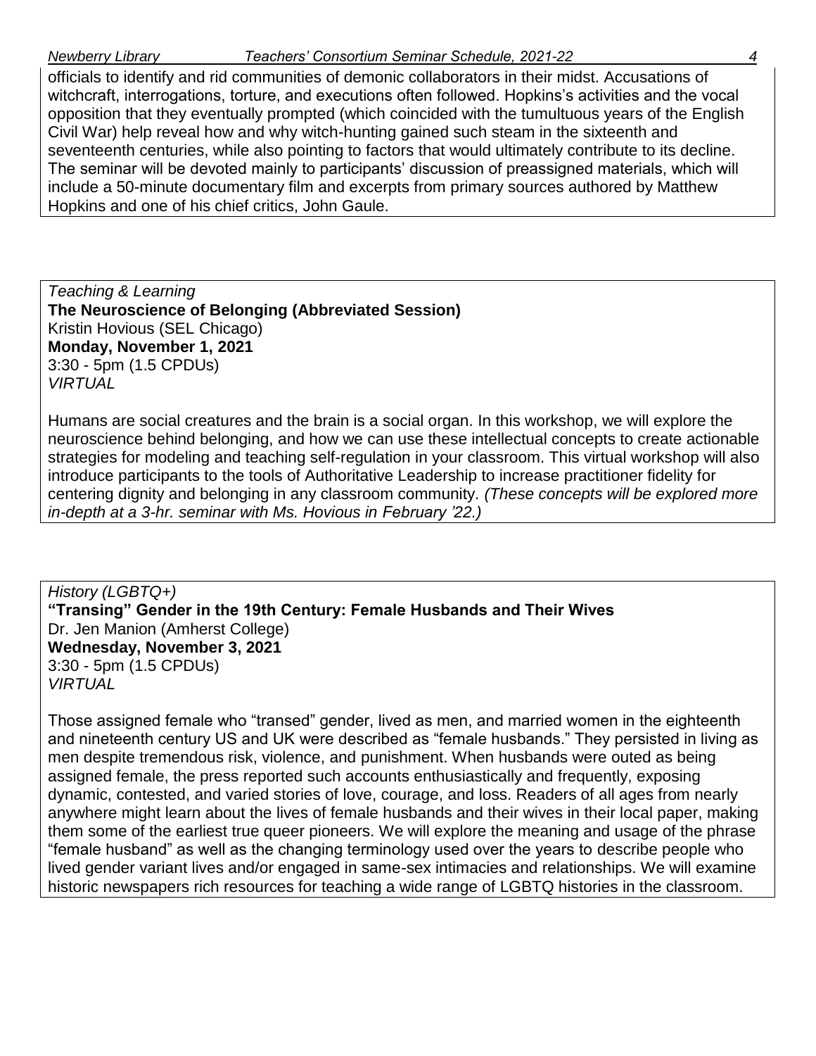officials to identify and rid communities of demonic collaborators in their midst. Accusations of witchcraft, interrogations, torture, and executions often followed. Hopkins's activities and the vocal opposition that they eventually prompted (which coincided with the tumultuous years of the English Civil War) help reveal how and why witch-hunting gained such steam in the sixteenth and seventeenth centuries, while also pointing to factors that would ultimately contribute to its decline. The seminar will be devoted mainly to participants' discussion of preassigned materials, which will include a 50-minute documentary film and excerpts from primary sources authored by Matthew Hopkins and one of his chief critics, John Gaule.

*Teaching & Learning*
**The Neuroscience of Belonging (Abbreviated Session)**
Kristin Hovious (SEL Chicago)
**Monday, November 1, 2021**
3:30 - 5pm (1.5 CPDUs)
*VIRTUAL*

Humans are social creatures and the brain is a social organ. In this workshop, we will explore the neuroscience behind belonging, and how we can use these intellectual concepts to create actionable strategies for modeling and teaching self-regulation in your classroom. This virtual workshop will also introduce participants to the tools of Authoritative Leadership to increase practitioner fidelity for centering dignity and belonging in any classroom community. *(These concepts will be explored more in-depth at a 3-hr. seminar with Ms. Hovious in February '22.)*

*History (LGBTQ+)*
**"Transing" Gender in the 19th Century: Female Husbands and Their Wives**
Dr. Jen Manion (Amherst College)
**Wednesday, November 3, 2021**
3:30 - 5pm (1.5 CPDUs)
*VIRTUAL*

Those assigned female who "transed" gender, lived as men, and married women in the eighteenth and nineteenth century US and UK were described as "female husbands." They persisted in living as men despite tremendous risk, violence, and punishment. When husbands were outed as being assigned female, the press reported such accounts enthusiastically and frequently, exposing dynamic, contested, and varied stories of love, courage, and loss. Readers of all ages from nearly anywhere might learn about the lives of female husbands and their wives in their local paper, making them some of the earliest true queer pioneers. We will explore the meaning and usage of the phrase "female husband" as well as the changing terminology used over the years to describe people who lived gender variant lives and/or engaged in same-sex intimacies and relationships. We will examine historic newspapers rich resources for teaching a wide range of LGBTQ histories in the classroom.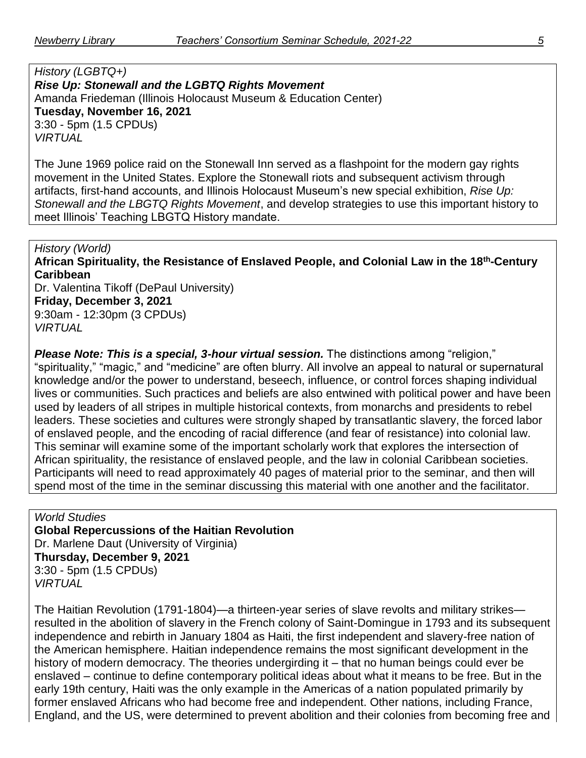*History (LGBTQ+)*
***Rise Up: Stonewall and the LGBTQ Rights Movement***
Amanda Friedeman (Illinois Holocaust Museum & Education Center)
**Tuesday, November 16, 2021**
3:30 - 5pm (1.5 CPDUs)
*VIRTUAL*

The June 1969 police raid on the Stonewall Inn served as a flashpoint for the modern gay rights movement in the United States. Explore the Stonewall riots and subsequent activism through artifacts, first-hand accounts, and Illinois Holocaust Museum's new special exhibition, *Rise Up: Stonewall and the LBGTQ Rights Movement*, and develop strategies to use this important history to meet Illinois' Teaching LBGTQ History mandate.

---

*History (World)*
**African Spirituality, the Resistance of Enslaved People, and Colonial Law in the 18th-Century Caribbean**
Dr. Valentina Tikoff (DePaul University)
**Friday, December 3, 2021**
9:30am - 12:30pm (3 CPDUs)
*VIRTUAL*

***Please Note: This is a special, 3-hour virtual session.*** The distinctions among "religion," "spirituality," "magic," and "medicine" are often blurry. All involve an appeal to natural or supernatural knowledge and/or the power to understand, beseech, influence, or control forces shaping individual lives or communities. Such practices and beliefs are also entwined with political power and have been used by leaders of all stripes in multiple historical contexts, from monarchs and presidents to rebel leaders. These societies and cultures were strongly shaped by transatlantic slavery, the forced labor of enslaved people, and the encoding of racial difference (and fear of resistance) into colonial law. This seminar will examine some of the important scholarly work that explores the intersection of African spirituality, the resistance of enslaved people, and the law in colonial Caribbean societies. Participants will need to read approximately 40 pages of material prior to the seminar, and then will spend most of the time in the seminar discussing this material with one another and the facilitator.

---

*World Studies*
**Global Repercussions of the Haitian Revolution**
Dr. Marlene Daut (University of Virginia)
**Thursday, December 9, 2021**
3:30 - 5pm (1.5 CPDUs)
*VIRTUAL*

The Haitian Revolution (1791-1804)—a thirteen-year series of slave revolts and military strikes—resulted in the abolition of slavery in the French colony of Saint-Domingue in 1793 and its subsequent independence and rebirth in January 1804 as Haiti, the first independent and slavery-free nation of the American hemisphere. Haitian independence remains the most significant development in the history of modern democracy. The theories undergirding it – that no human beings could ever be enslaved – continue to define contemporary political ideas about what it means to be free. But in the early 19th century, Haiti was the only example in the Americas of a nation populated primarily by former enslaved Africans who had become free and independent. Other nations, including France, England, and the US, were determined to prevent abolition and their colonies from becoming free and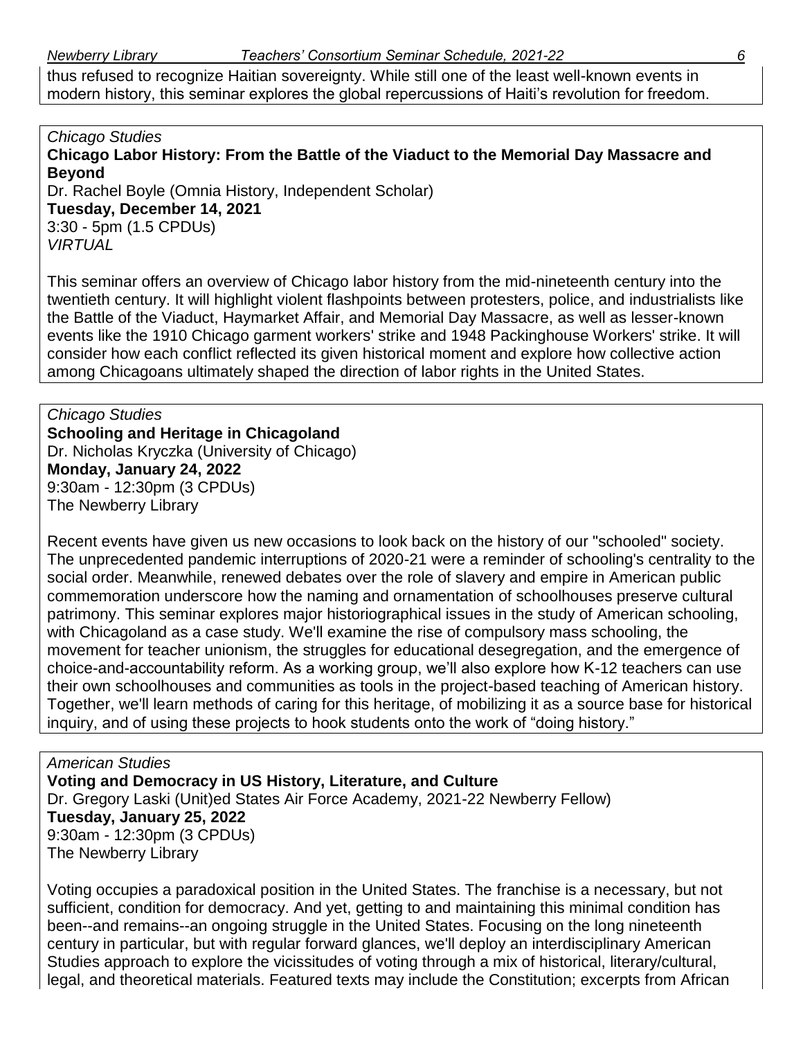thus refused to recognize Haitian sovereignty. While still one of the least well-known events in modern history, this seminar explores the global repercussions of Haiti's revolution for freedom.

*Chicago Studies*
**Chicago Labor History: From the Battle of the Viaduct to the Memorial Day Massacre and Beyond**
Dr. Rachel Boyle (Omnia History, Independent Scholar)
**Tuesday, December 14, 2021**
3:30 - 5pm (1.5 CPDUs)
*VIRTUAL*

This seminar offers an overview of Chicago labor history from the mid-nineteenth century into the twentieth century. It will highlight violent flashpoints between protesters, police, and industrialists like the Battle of the Viaduct, Haymarket Affair, and Memorial Day Massacre, as well as lesser-known events like the 1910 Chicago garment workers' strike and 1948 Packinghouse Workers' strike. It will consider how each conflict reflected its given historical moment and explore how collective action among Chicagoans ultimately shaped the direction of labor rights in the United States.

*Chicago Studies*
**Schooling and Heritage in Chicagoland**
Dr. Nicholas Kryczka (University of Chicago)
**Monday, January 24, 2022**
9:30am - 12:30pm (3 CPDUs)
The Newberry Library

Recent events have given us new occasions to look back on the history of our "schooled" society. The unprecedented pandemic interruptions of 2020-21 were a reminder of schooling's centrality to the social order. Meanwhile, renewed debates over the role of slavery and empire in American public commemoration underscore how the naming and ornamentation of schoolhouses preserve cultural patrimony. This seminar explores major historiographical issues in the study of American schooling, with Chicagoland as a case study. We'll examine the rise of compulsory mass schooling, the movement for teacher unionism, the struggles for educational desegregation, and the emergence of choice-and-accountability reform. As a working group, we'll also explore how K-12 teachers can use their own schoolhouses and communities as tools in the project-based teaching of American history. Together, we'll learn methods of caring for this heritage, of mobilizing it as a source base for historical inquiry, and of using these projects to hook students onto the work of "doing history."

*American Studies*
**Voting and Democracy in US History, Literature, and Culture**
Dr. Gregory Laski (Unit)ed States Air Force Academy, 2021-22 Newberry Fellow)
**Tuesday, January 25, 2022**
9:30am - 12:30pm (3 CPDUs)
The Newberry Library

Voting occupies a paradoxical position in the United States. The franchise is a necessary, but not sufficient, condition for democracy. And yet, getting to and maintaining this minimal condition has been--and remains--an ongoing struggle in the United States. Focusing on the long nineteenth century in particular, but with regular forward glances, we'll deploy an interdisciplinary American Studies approach to explore the vicissitudes of voting through a mix of historical, literary/cultural, legal, and theoretical materials. Featured texts may include the Constitution; excerpts from African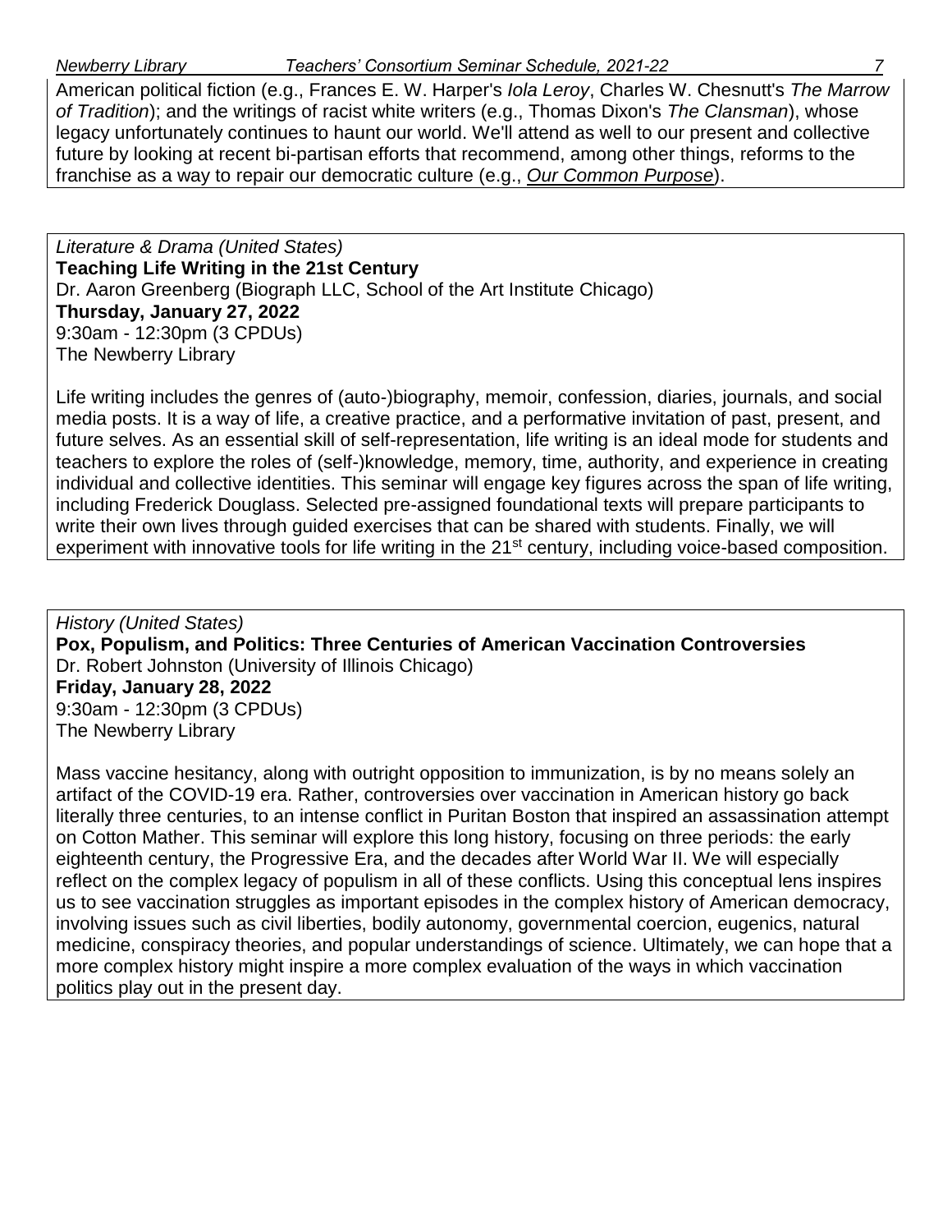American political fiction (e.g., Frances E. W. Harper's *Iola Leroy*, Charles W. Chesnutt's *The Marrow of Tradition*); and the writings of racist white writers (e.g., Thomas Dixon's *The Clansman*), whose legacy unfortunately continues to haunt our world. We'll attend as well to our present and collective future by looking at recent bi-partisan efforts that recommend, among other things, reforms to the franchise as a way to repair our democratic culture (e.g., *Our Common Purpose*).

*Literature & Drama (United States)*
**Teaching Life Writing in the 21st Century**
Dr. Aaron Greenberg (Biograph LLC, School of the Art Institute Chicago)
**Thursday, January 27, 2022**
9:30am - 12:30pm (3 CPDUs)
The Newberry Library

Life writing includes the genres of (auto-)biography, memoir, confession, diaries, journals, and social media posts. It is a way of life, a creative practice, and a performative invitation of past, present, and future selves. As an essential skill of self-representation, life writing is an ideal mode for students and teachers to explore the roles of (self-)knowledge, memory, time, authority, and experience in creating individual and collective identities. This seminar will engage key figures across the span of life writing, including Frederick Douglass. Selected pre-assigned foundational texts will prepare participants to write their own lives through guided exercises that can be shared with students. Finally, we will experiment with innovative tools for life writing in the 21st century, including voice-based composition.

*History (United States)*
**Pox, Populism, and Politics: Three Centuries of American Vaccination Controversies**
Dr. Robert Johnston (University of Illinois Chicago)
**Friday, January 28, 2022**
9:30am - 12:30pm (3 CPDUs)
The Newberry Library

Mass vaccine hesitancy, along with outright opposition to immunization, is by no means solely an artifact of the COVID-19 era. Rather, controversies over vaccination in American history go back literally three centuries, to an intense conflict in Puritan Boston that inspired an assassination attempt on Cotton Mather. This seminar will explore this long history, focusing on three periods: the early eighteenth century, the Progressive Era, and the decades after World War II. We will especially reflect on the complex legacy of populism in all of these conflicts. Using this conceptual lens inspires us to see vaccination struggles as important episodes in the complex history of American democracy, involving issues such as civil liberties, bodily autonomy, governmental coercion, eugenics, natural medicine, conspiracy theories, and popular understandings of science. Ultimately, we can hope that a more complex history might inspire a more complex evaluation of the ways in which vaccination politics play out in the present day.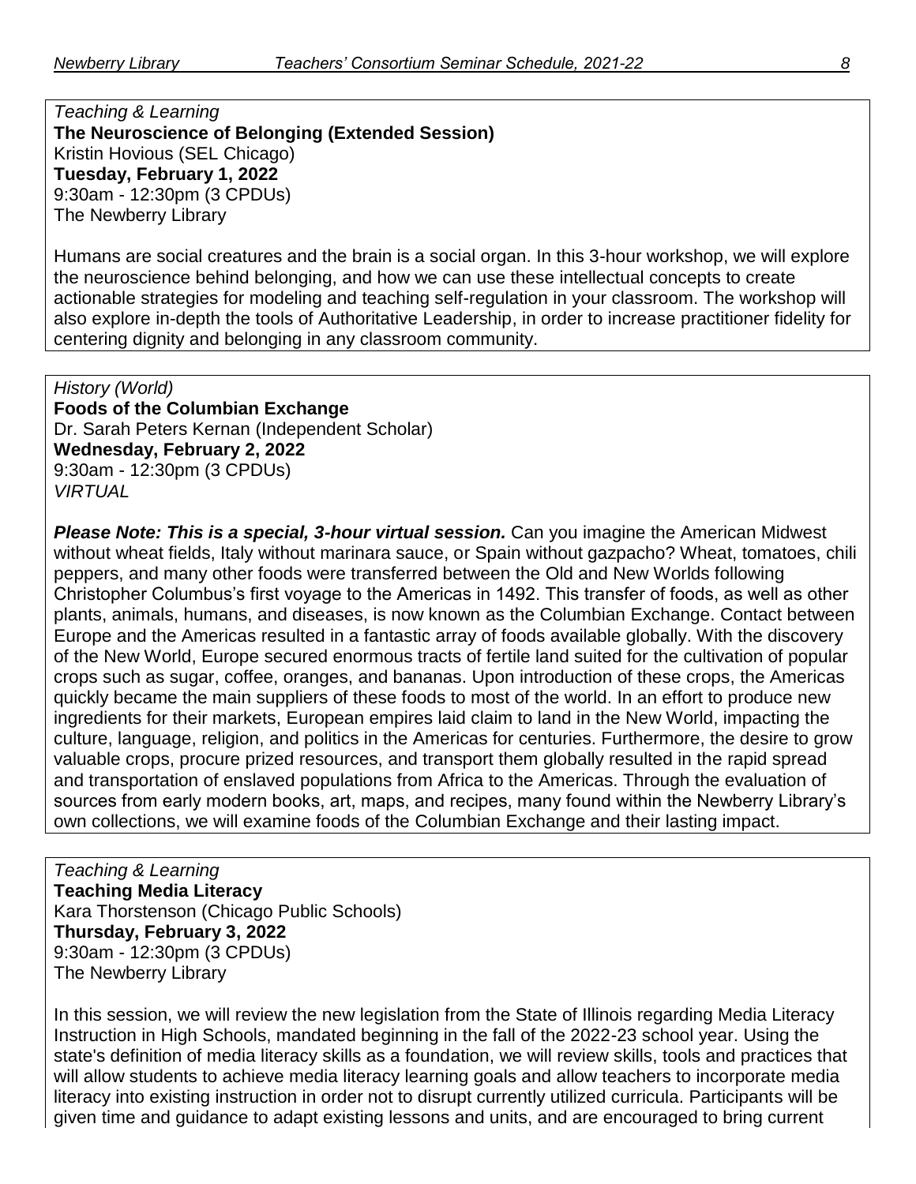*Teaching & Learning*

**The Neuroscience of Belonging (Extended Session)**

Kristin Hovious (SEL Chicago)

**Tuesday, February 1, 2022**

9:30am - 12:30pm (3 CPDUs)

The Newberry Library

Humans are social creatures and the brain is a social organ. In this 3-hour workshop, we will explore the neuroscience behind belonging, and how we can use these intellectual concepts to create actionable strategies for modeling and teaching self-regulation in your classroom. The workshop will also explore in-depth the tools of Authoritative Leadership, in order to increase practitioner fidelity for centering dignity and belonging in any classroom community.

---

*History (World)*

**Foods of the Columbian Exchange**

Dr. Sarah Peters Kernan (Independent Scholar)

**Wednesday, February 2, 2022**

9:30am - 12:30pm (3 CPDUs)

*VIRTUAL*

***Please Note: This is a special, 3-hour virtual session.*** Can you imagine the American Midwest without wheat fields, Italy without marinara sauce, or Spain without gazpacho? Wheat, tomatoes, chili peppers, and many other foods were transferred between the Old and New Worlds following Christopher Columbus's first voyage to the Americas in 1492. This transfer of foods, as well as other plants, animals, humans, and diseases, is now known as the Columbian Exchange. Contact between Europe and the Americas resulted in a fantastic array of foods available globally. With the discovery of the New World, Europe secured enormous tracts of fertile land suited for the cultivation of popular crops such as sugar, coffee, oranges, and bananas. Upon introduction of these crops, the Americas quickly became the main suppliers of these foods to most of the world. In an effort to produce new ingredients for their markets, European empires laid claim to land in the New World, impacting the culture, language, religion, and politics in the Americas for centuries. Furthermore, the desire to grow valuable crops, procure prized resources, and transport them globally resulted in the rapid spread and transportation of enslaved populations from Africa to the Americas. Through the evaluation of sources from early modern books, art, maps, and recipes, many found within the Newberry Library's own collections, we will examine foods of the Columbian Exchange and their lasting impact.

---

*Teaching & Learning*

**Teaching Media Literacy**

Kara Thorstenson (Chicago Public Schools)

**Thursday, February 3, 2022**

9:30am - 12:30pm (3 CPDUs)

The Newberry Library

In this session, we will review the new legislation from the State of Illinois regarding Media Literacy Instruction in High Schools, mandated beginning in the fall of the 2022-23 school year. Using the state's definition of media literacy skills as a foundation, we will review skills, tools and practices that will allow students to achieve media literacy learning goals and allow teachers to incorporate media literacy into existing instruction in order not to disrupt currently utilized curricula. Participants will be given time and guidance to adapt existing lessons and units, and are encouraged to bring current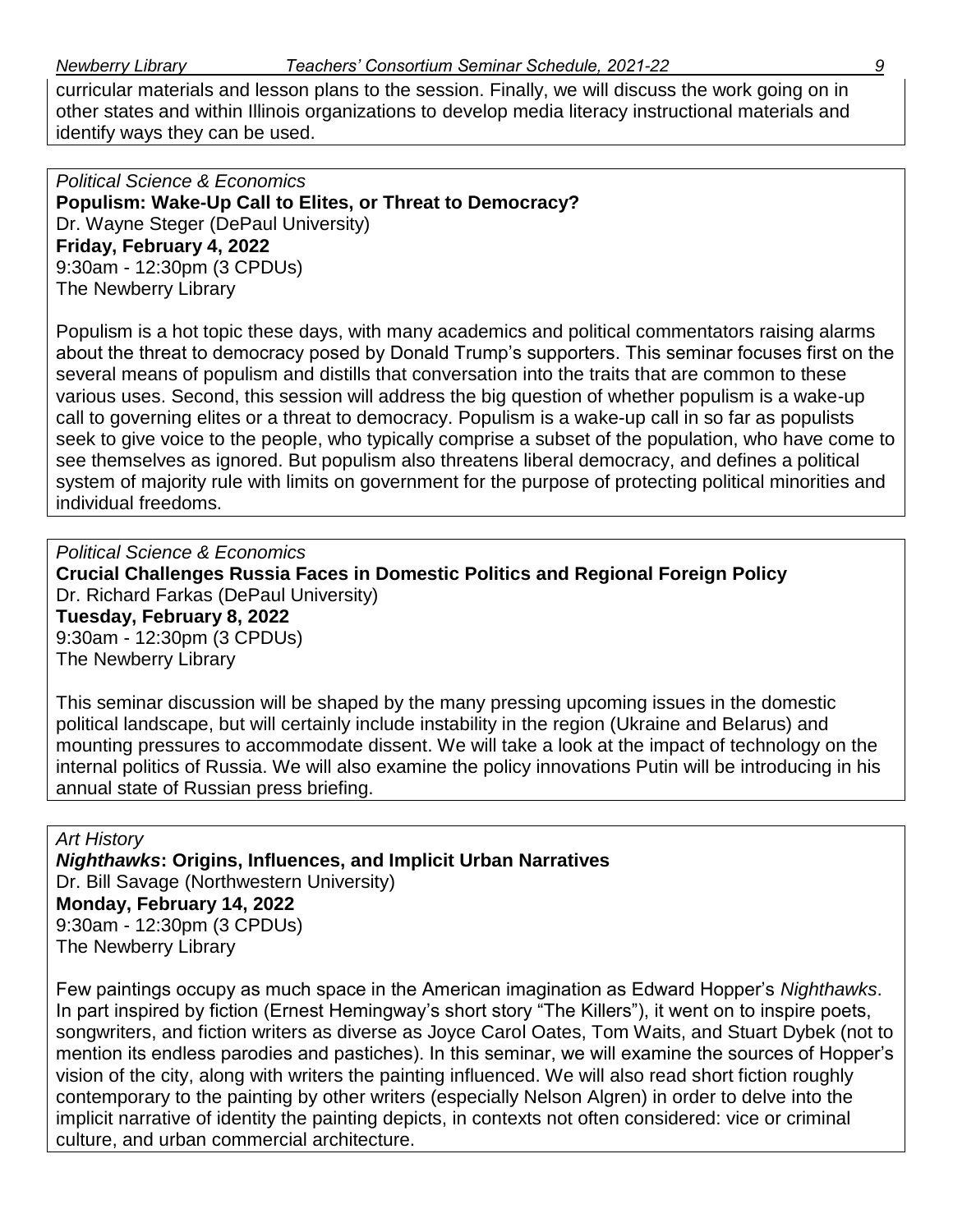curricular materials and lesson plans to the session. Finally, we will discuss the work going on in other states and within Illinois organizations to develop media literacy instructional materials and identify ways they can be used.

*Political Science & Economics*
**Populism: Wake-Up Call to Elites, or Threat to Democracy?**
Dr. Wayne Steger (DePaul University)
**Friday, February 4, 2022**
9:30am - 12:30pm (3 CPDUs)
The Newberry Library

Populism is a hot topic these days, with many academics and political commentators raising alarms about the threat to democracy posed by Donald Trump's supporters. This seminar focuses first on the several means of populism and distills that conversation into the traits that are common to these various uses. Second, this session will address the big question of whether populism is a wake-up call to governing elites or a threat to democracy. Populism is a wake-up call in so far as populists seek to give voice to the people, who typically comprise a subset of the population, who have come to see themselves as ignored. But populism also threatens liberal democracy, and defines a political system of majority rule with limits on government for the purpose of protecting political minorities and individual freedoms.

*Political Science & Economics*
**Crucial Challenges Russia Faces in Domestic Politics and Regional Foreign Policy**
Dr. Richard Farkas (DePaul University)
**Tuesday, February 8, 2022**
9:30am - 12:30pm (3 CPDUs)
The Newberry Library

This seminar discussion will be shaped by the many pressing upcoming issues in the domestic political landscape, but will certainly include instability in the region (Ukraine and Belarus) and mounting pressures to accommodate dissent. We will take a look at the impact of technology on the internal politics of Russia. We will also examine the policy innovations Putin will be introducing in his annual state of Russian press briefing.

*Art History*
***Nighthawks*: Origins, Influences, and Implicit Urban Narratives**
Dr. Bill Savage (Northwestern University)
**Monday, February 14, 2022**
9:30am - 12:30pm (3 CPDUs)
The Newberry Library

Few paintings occupy as much space in the American imagination as Edward Hopper's *Nighthawks*. In part inspired by fiction (Ernest Hemingway's short story "The Killers"), it went on to inspire poets, songwriters, and fiction writers as diverse as Joyce Carol Oates, Tom Waits, and Stuart Dybek (not to mention its endless parodies and pastiches). In this seminar, we will examine the sources of Hopper's vision of the city, along with writers the painting influenced. We will also read short fiction roughly contemporary to the painting by other writers (especially Nelson Algren) in order to delve into the implicit narrative of identity the painting depicts, in contexts not often considered: vice or criminal culture, and urban commercial architecture.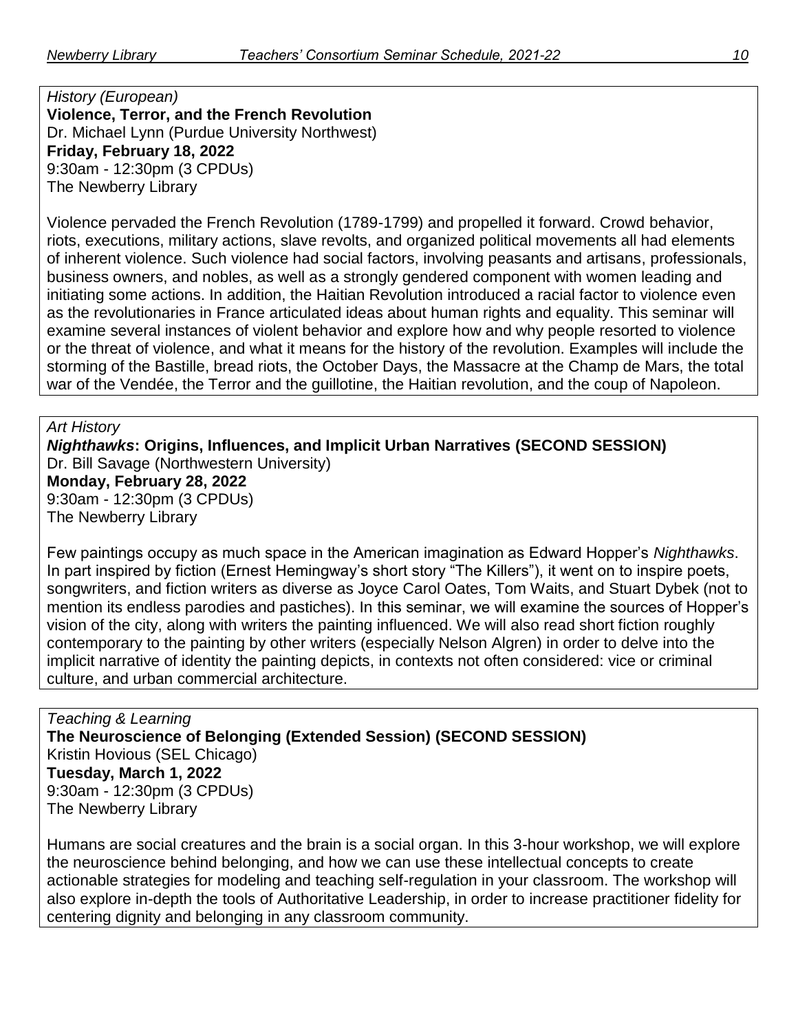*History (European)*
**Violence, Terror, and the French Revolution**
Dr. Michael Lynn (Purdue University Northwest)
**Friday, February 18, 2022**
9:30am - 12:30pm (3 CPDUs)
The Newberry Library

Violence pervaded the French Revolution (1789-1799) and propelled it forward. Crowd behavior, riots, executions, military actions, slave revolts, and organized political movements all had elements of inherent violence. Such violence had social factors, involving peasants and artisans, professionals, business owners, and nobles, as well as a strongly gendered component with women leading and initiating some actions. In addition, the Haitian Revolution introduced a racial factor to violence even as the revolutionaries in France articulated ideas about human rights and equality. This seminar will examine several instances of violent behavior and explore how and why people resorted to violence or the threat of violence, and what it means for the history of the revolution. Examples will include the storming of the Bastille, bread riots, the October Days, the Massacre at the Champ de Mars, the total war of the Vendée, the Terror and the guillotine, the Haitian revolution, and the coup of Napoleon.

*Art History*
***Nighthawks*: Origins, Influences, and Implicit Urban Narratives (SECOND SESSION)**
Dr. Bill Savage (Northwestern University)
**Monday, February 28, 2022**
9:30am - 12:30pm (3 CPDUs)
The Newberry Library

Few paintings occupy as much space in the American imagination as Edward Hopper's *Nighthawks*. In part inspired by fiction (Ernest Hemingway's short story "The Killers"), it went on to inspire poets, songwriters, and fiction writers as diverse as Joyce Carol Oates, Tom Waits, and Stuart Dybek (not to mention its endless parodies and pastiches). In this seminar, we will examine the sources of Hopper's vision of the city, along with writers the painting influenced. We will also read short fiction roughly contemporary to the painting by other writers (especially Nelson Algren) in order to delve into the implicit narrative of identity the painting depicts, in contexts not often considered: vice or criminal culture, and urban commercial architecture.

*Teaching & Learning*
**The Neuroscience of Belonging (Extended Session) (SECOND SESSION)**
Kristin Hovious (SEL Chicago)
**Tuesday, March 1, 2022**
9:30am - 12:30pm (3 CPDUs)
The Newberry Library

Humans are social creatures and the brain is a social organ. In this 3-hour workshop, we will explore the neuroscience behind belonging, and how we can use these intellectual concepts to create actionable strategies for modeling and teaching self-regulation in your classroom. The workshop will also explore in-depth the tools of Authoritative Leadership, in order to increase practitioner fidelity for centering dignity and belonging in any classroom community.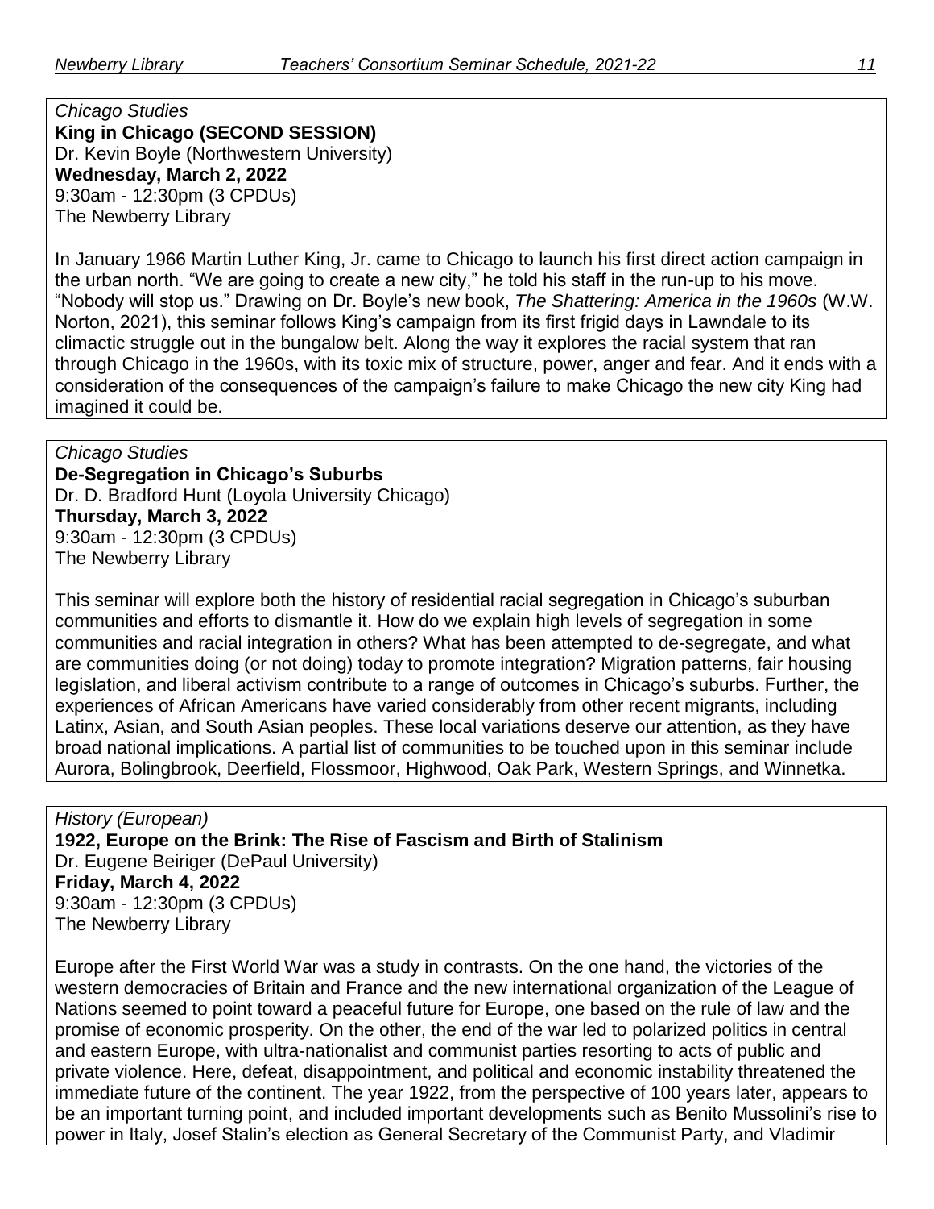*Chicago Studies*
**King in Chicago (SECOND SESSION)**
Dr. Kevin Boyle (Northwestern University)
**Wednesday, March 2, 2022**
9:30am - 12:30pm (3 CPDUs)
The Newberry Library

In January 1966 Martin Luther King, Jr. came to Chicago to launch his first direct action campaign in the urban north. "We are going to create a new city," he told his staff in the run-up to his move. "Nobody will stop us." Drawing on Dr. Boyle's new book, *The Shattering: America in the 1960s* (W.W. Norton, 2021), this seminar follows King's campaign from its first frigid days in Lawndale to its climactic struggle out in the bungalow belt. Along the way it explores the racial system that ran through Chicago in the 1960s, with its toxic mix of structure, power, anger and fear. And it ends with a consideration of the consequences of the campaign's failure to make Chicago the new city King had imagined it could be.

*Chicago Studies*
**De-Segregation in Chicago's Suburbs**
Dr. D. Bradford Hunt (Loyola University Chicago)
**Thursday, March 3, 2022**
9:30am - 12:30pm (3 CPDUs)
The Newberry Library

This seminar will explore both the history of residential racial segregation in Chicago's suburban communities and efforts to dismantle it. How do we explain high levels of segregation in some communities and racial integration in others? What has been attempted to de-segregate, and what are communities doing (or not doing) today to promote integration? Migration patterns, fair housing legislation, and liberal activism contribute to a range of outcomes in Chicago's suburbs. Further, the experiences of African Americans have varied considerably from other recent migrants, including Latinx, Asian, and South Asian peoples. These local variations deserve our attention, as they have broad national implications. A partial list of communities to be touched upon in this seminar include Aurora, Bolingbrook, Deerfield, Flossmoor, Highwood, Oak Park, Western Springs, and Winnetka.

*History (European)*
**1922, Europe on the Brink: The Rise of Fascism and Birth of Stalinism**
Dr. Eugene Beiriger (DePaul University)
**Friday, March 4, 2022**
9:30am - 12:30pm (3 CPDUs)
The Newberry Library

Europe after the First World War was a study in contrasts. On the one hand, the victories of the western democracies of Britain and France and the new international organization of the League of Nations seemed to point toward a peaceful future for Europe, one based on the rule of law and the promise of economic prosperity. On the other, the end of the war led to polarized politics in central and eastern Europe, with ultra-nationalist and communist parties resorting to acts of public and private violence. Here, defeat, disappointment, and political and economic instability threatened the immediate future of the continent. The year 1922, from the perspective of 100 years later, appears to be an important turning point, and included important developments such as Benito Mussolini's rise to power in Italy, Josef Stalin's election as General Secretary of the Communist Party, and Vladimir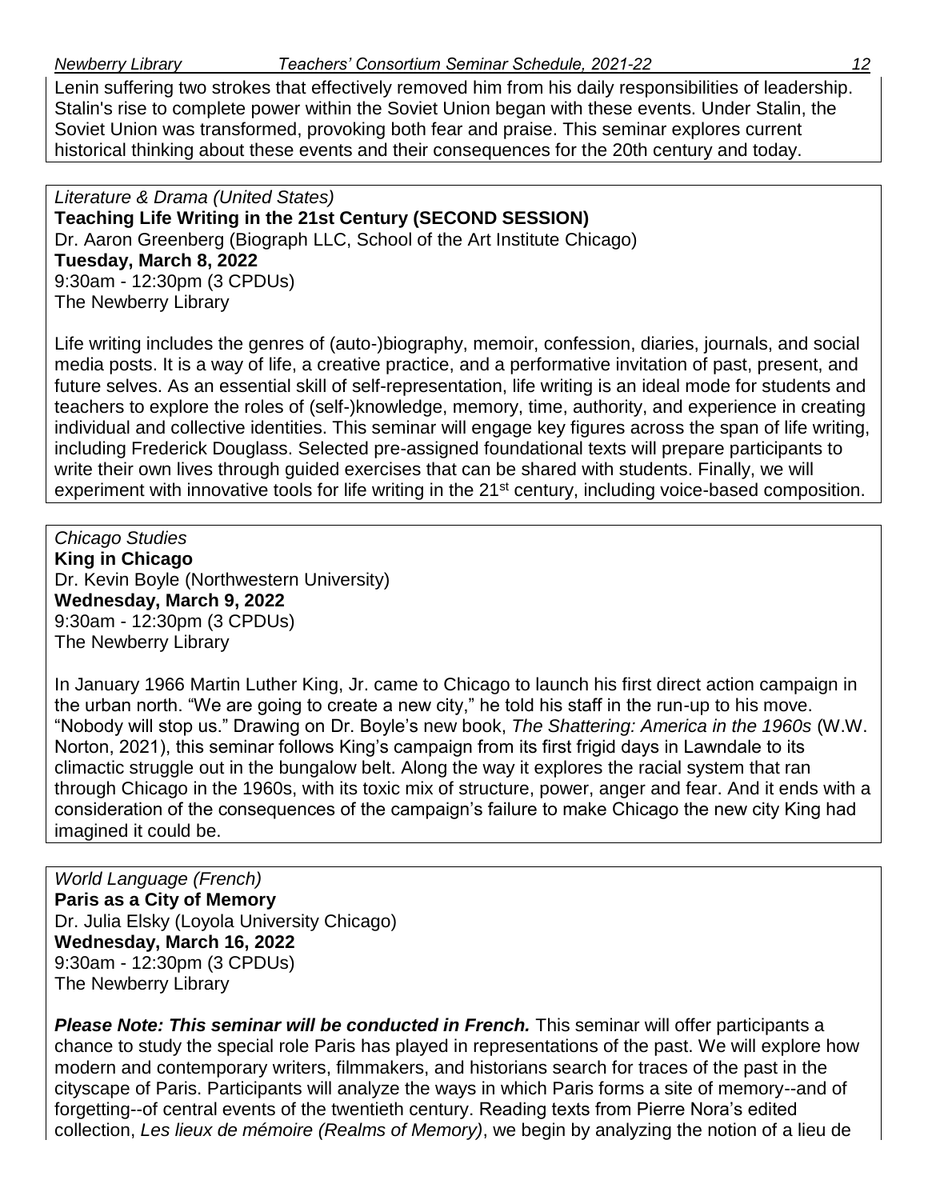Lenin suffering two strokes that effectively removed him from his daily responsibilities of leadership. Stalin's rise to complete power within the Soviet Union began with these events. Under Stalin, the Soviet Union was transformed, provoking both fear and praise. This seminar explores current historical thinking about these events and their consequences for the 20th century and today.

*Literature & Drama (United States)*
**Teaching Life Writing in the 21st Century (SECOND SESSION)**
Dr. Aaron Greenberg (Biograph LLC, School of the Art Institute Chicago)
**Tuesday, March 8, 2022**
9:30am - 12:30pm (3 CPDUs)
The Newberry Library

Life writing includes the genres of (auto-)biography, memoir, confession, diaries, journals, and social media posts. It is a way of life, a creative practice, and a performative invitation of past, present, and future selves. As an essential skill of self-representation, life writing is an ideal mode for students and teachers to explore the roles of (self-)knowledge, memory, time, authority, and experience in creating individual and collective identities. This seminar will engage key figures across the span of life writing, including Frederick Douglass. Selected pre-assigned foundational texts will prepare participants to write their own lives through guided exercises that can be shared with students. Finally, we will experiment with innovative tools for life writing in the 21st century, including voice-based composition.

*Chicago Studies*
**King in Chicago**
Dr. Kevin Boyle (Northwestern University)
**Wednesday, March 9, 2022**
9:30am - 12:30pm (3 CPDUs)
The Newberry Library

In January 1966 Martin Luther King, Jr. came to Chicago to launch his first direct action campaign in the urban north. "We are going to create a new city," he told his staff in the run-up to his move. "Nobody will stop us." Drawing on Dr. Boyle's new book, *The Shattering: America in the 1960s* (W.W. Norton, 2021), this seminar follows King's campaign from its first frigid days in Lawndale to its climactic struggle out in the bungalow belt. Along the way it explores the racial system that ran through Chicago in the 1960s, with its toxic mix of structure, power, anger and fear. And it ends with a consideration of the consequences of the campaign's failure to make Chicago the new city King had imagined it could be.

*World Language (French)*
**Paris as a City of Memory**
Dr. Julia Elsky (Loyola University Chicago)
**Wednesday, March 16, 2022**
9:30am - 12:30pm (3 CPDUs)
The Newberry Library

***Please Note: This seminar will be conducted in French.*** This seminar will offer participants a chance to study the special role Paris has played in representations of the past. We will explore how modern and contemporary writers, filmmakers, and historians search for traces of the past in the cityscape of Paris. Participants will analyze the ways in which Paris forms a site of memory--and of forgetting--of central events of the twentieth century. Reading texts from Pierre Nora's edited collection, *Les lieux de mémoire (Realms of Memory)*, we begin by analyzing the notion of a lieu de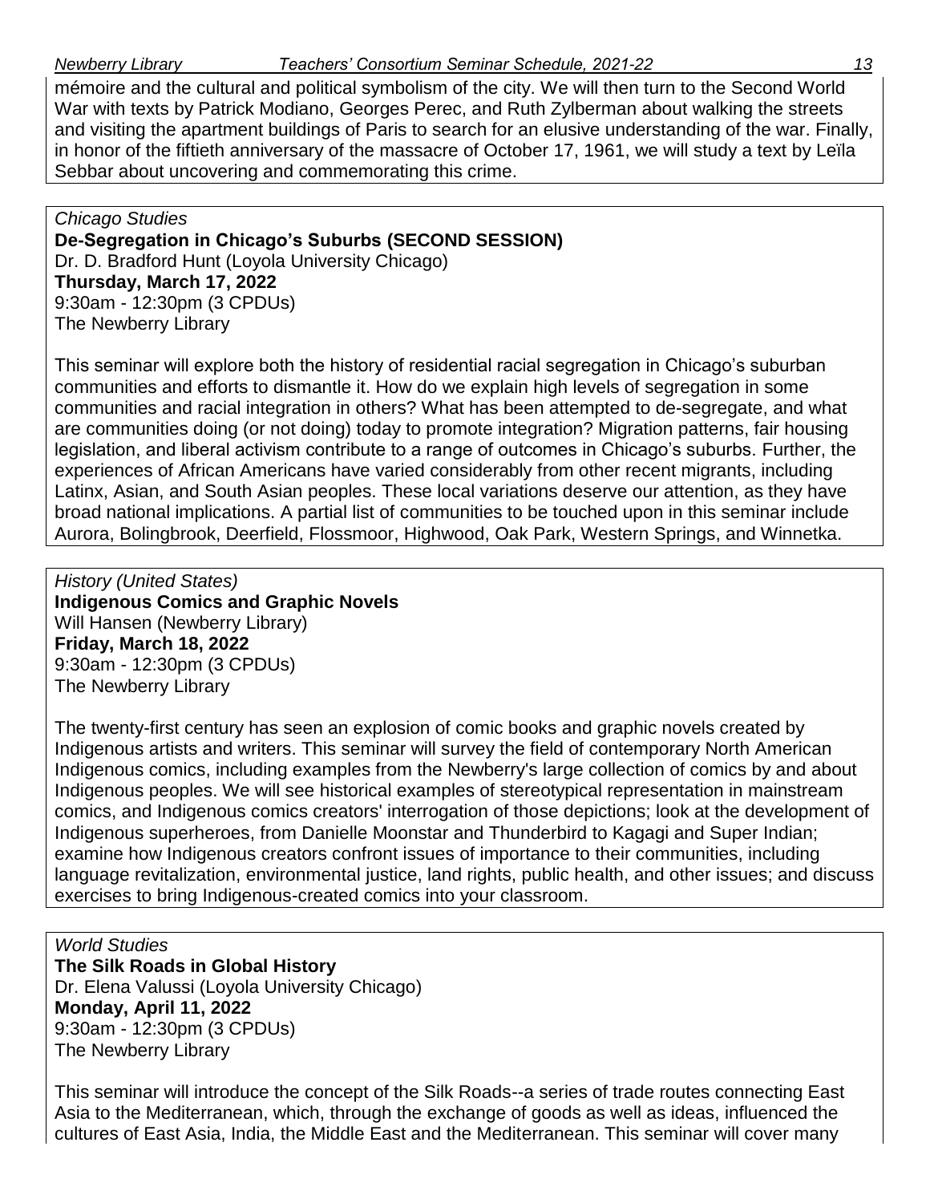mémoire and the cultural and political symbolism of the city. We will then turn to the Second World War with texts by Patrick Modiano, Georges Perec, and Ruth Zylberman about walking the streets and visiting the apartment buildings of Paris to search for an elusive understanding of the war. Finally, in honor of the fiftieth anniversary of the massacre of October 17, 1961, we will study a text by Leïla Sebbar about uncovering and commemorating this crime.

*Chicago Studies*
**De-Segregation in Chicago's Suburbs (SECOND SESSION)**
Dr. D. Bradford Hunt (Loyola University Chicago)
**Thursday, March 17, 2022**
9:30am - 12:30pm (3 CPDUs)
The Newberry Library

This seminar will explore both the history of residential racial segregation in Chicago's suburban communities and efforts to dismantle it. How do we explain high levels of segregation in some communities and racial integration in others? What has been attempted to de-segregate, and what are communities doing (or not doing) today to promote integration? Migration patterns, fair housing legislation, and liberal activism contribute to a range of outcomes in Chicago's suburbs. Further, the experiences of African Americans have varied considerably from other recent migrants, including Latinx, Asian, and South Asian peoples. These local variations deserve our attention, as they have broad national implications. A partial list of communities to be touched upon in this seminar include Aurora, Bolingbrook, Deerfield, Flossmoor, Highwood, Oak Park, Western Springs, and Winnetka.

*History (United States)*
**Indigenous Comics and Graphic Novels**
Will Hansen (Newberry Library)
**Friday, March 18, 2022**
9:30am - 12:30pm (3 CPDUs)
The Newberry Library

The twenty-first century has seen an explosion of comic books and graphic novels created by Indigenous artists and writers. This seminar will survey the field of contemporary North American Indigenous comics, including examples from the Newberry's large collection of comics by and about Indigenous peoples. We will see historical examples of stereotypical representation in mainstream comics, and Indigenous comics creators' interrogation of those depictions; look at the development of Indigenous superheroes, from Danielle Moonstar and Thunderbird to Kagagi and Super Indian; examine how Indigenous creators confront issues of importance to their communities, including language revitalization, environmental justice, land rights, public health, and other issues; and discuss exercises to bring Indigenous-created comics into your classroom.

*World Studies*
**The Silk Roads in Global History**
Dr. Elena Valussi (Loyola University Chicago)
**Monday, April 11, 2022**
9:30am - 12:30pm (3 CPDUs)
The Newberry Library

This seminar will introduce the concept of the Silk Roads--a series of trade routes connecting East Asia to the Mediterranean, which, through the exchange of goods as well as ideas, influenced the cultures of East Asia, India, the Middle East and the Mediterranean. This seminar will cover many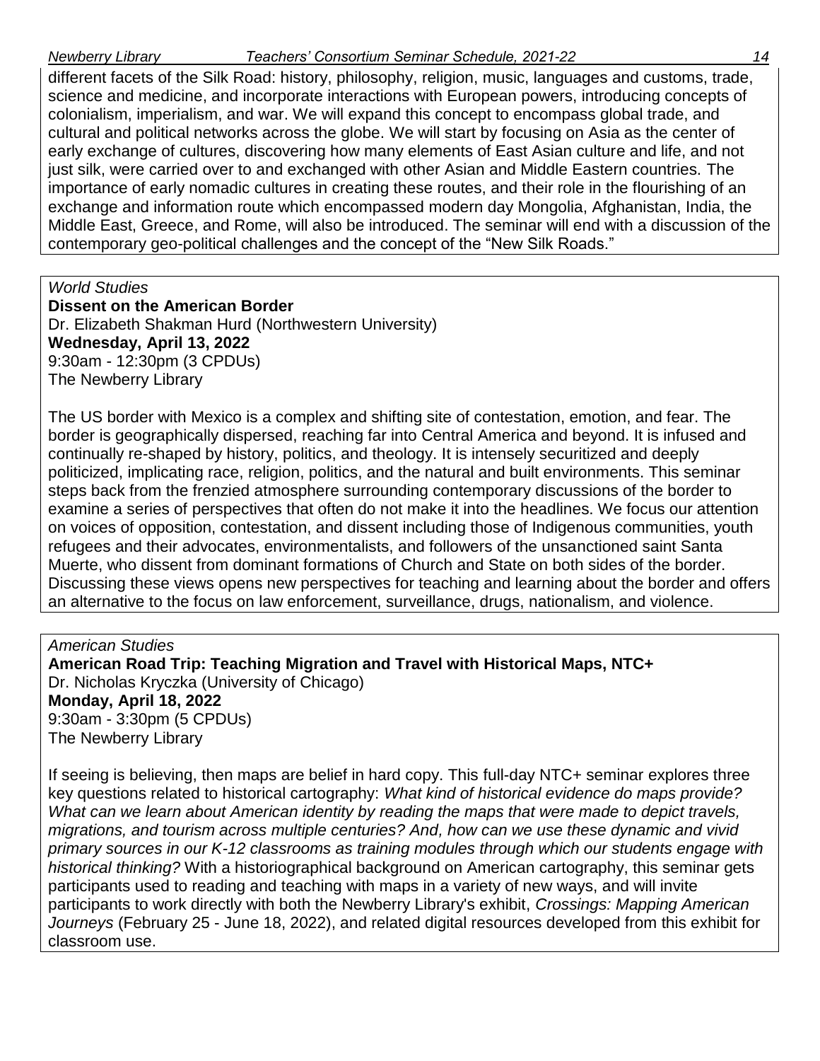different facets of the Silk Road: history, philosophy, religion, music, languages and customs, trade, science and medicine, and incorporate interactions with European powers, introducing concepts of colonialism, imperialism, and war. We will expand this concept to encompass global trade, and cultural and political networks across the globe. We will start by focusing on Asia as the center of early exchange of cultures, discovering how many elements of East Asian culture and life, and not just silk, were carried over to and exchanged with other Asian and Middle Eastern countries. The importance of early nomadic cultures in creating these routes, and their role in the flourishing of an exchange and information route which encompassed modern day Mongolia, Afghanistan, India, the Middle East, Greece, and Rome, will also be introduced. The seminar will end with a discussion of the contemporary geo-political challenges and the concept of the "New Silk Roads."

*World Studies*
**Dissent on the American Border**
Dr. Elizabeth Shakman Hurd (Northwestern University)
**Wednesday, April 13, 2022**
9:30am - 12:30pm (3 CPDUs)
The Newberry Library

The US border with Mexico is a complex and shifting site of contestation, emotion, and fear. The border is geographically dispersed, reaching far into Central America and beyond. It is infused and continually re-shaped by history, politics, and theology. It is intensely securitized and deeply politicized, implicating race, religion, politics, and the natural and built environments. This seminar steps back from the frenzied atmosphere surrounding contemporary discussions of the border to examine a series of perspectives that often do not make it into the headlines. We focus our attention on voices of opposition, contestation, and dissent including those of Indigenous communities, youth refugees and their advocates, environmentalists, and followers of the unsanctioned saint Santa Muerte, who dissent from dominant formations of Church and State on both sides of the border. Discussing these views opens new perspectives for teaching and learning about the border and offers an alternative to the focus on law enforcement, surveillance, drugs, nationalism, and violence.

*American Studies*
**American Road Trip: Teaching Migration and Travel with Historical Maps, NTC+**
Dr. Nicholas Kryczka (University of Chicago)
**Monday, April 18, 2022**
9:30am - 3:30pm (5 CPDUs)
The Newberry Library

If seeing is believing, then maps are belief in hard copy. This full-day NTC+ seminar explores three key questions related to historical cartography: *What kind of historical evidence do maps provide? What can we learn about American identity by reading the maps that were made to depict travels, migrations, and tourism across multiple centuries? And, how can we use these dynamic and vivid primary sources in our K-12 classrooms as training modules through which our students engage with historical thinking?* With a historiographical background on American cartography, this seminar gets participants used to reading and teaching with maps in a variety of new ways, and will invite participants to work directly with both the Newberry Library's exhibit, *Crossings: Mapping American Journeys* (February 25 - June 18, 2022), and related digital resources developed from this exhibit for classroom use.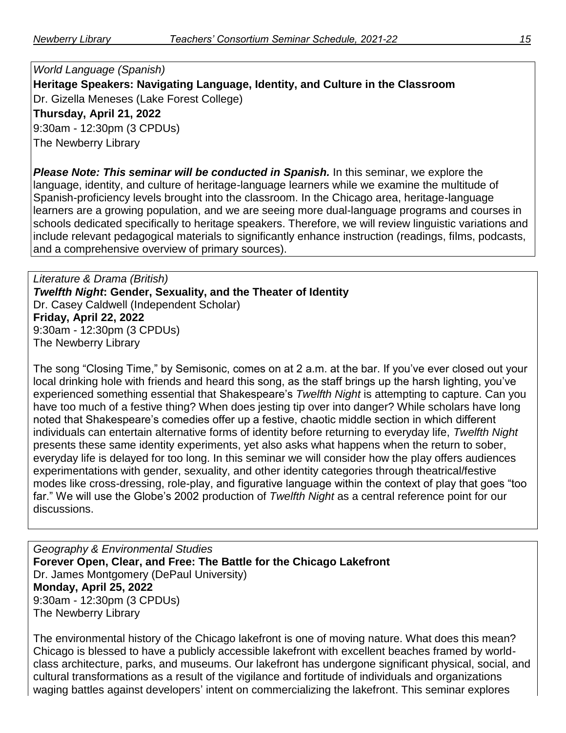*World Language (Spanish)*

**Heritage Speakers: Navigating Language, Identity, and Culture in the Classroom**

Dr. Gizella Meneses (Lake Forest College)

**Thursday, April 21, 2022**

9:30am - 12:30pm (3 CPDUs)

The Newberry Library

***Please Note: This seminar will be conducted in Spanish.*** In this seminar, we explore the language, identity, and culture of heritage-language learners while we examine the multitude of Spanish-proficiency levels brought into the classroom. In the Chicago area, heritage-language learners are a growing population, and we are seeing more dual-language programs and courses in schools dedicated specifically to heritage speakers. Therefore, we will review linguistic variations and include relevant pedagogical materials to significantly enhance instruction (readings, films, podcasts, and a comprehensive overview of primary sources).

*Literature & Drama (British)*

***Twelfth Night*: Gender, Sexuality, and the Theater of Identity**

Dr. Casey Caldwell (Independent Scholar)

**Friday, April 22, 2022**

9:30am - 12:30pm (3 CPDUs)

The Newberry Library

The song "Closing Time," by Semisonic, comes on at 2 a.m. at the bar. If you've ever closed out your local drinking hole with friends and heard this song, as the staff brings up the harsh lighting, you've experienced something essential that Shakespeare's *Twelfth Night* is attempting to capture. Can you have too much of a festive thing? When does jesting tip over into danger? While scholars have long noted that Shakespeare's comedies offer up a festive, chaotic middle section in which different individuals can entertain alternative forms of identity before returning to everyday life, *Twelfth Night* presents these same identity experiments, yet also asks what happens when the return to sober, everyday life is delayed for too long. In this seminar we will consider how the play offers audiences experimentations with gender, sexuality, and other identity categories through theatrical/festive modes like cross-dressing, role-play, and figurative language within the context of play that goes "too far." We will use the Globe's 2002 production of *Twelfth Night* as a central reference point for our discussions.

*Geography & Environmental Studies*

**Forever Open, Clear, and Free: The Battle for the Chicago Lakefront**

Dr. James Montgomery (DePaul University)

**Monday, April 25, 2022**

9:30am - 12:30pm (3 CPDUs)

The Newberry Library

The environmental history of the Chicago lakefront is one of moving nature. What does this mean? Chicago is blessed to have a publicly accessible lakefront with excellent beaches framed by world-class architecture, parks, and museums. Our lakefront has undergone significant physical, social, and cultural transformations as a result of the vigilance and fortitude of individuals and organizations waging battles against developers' intent on commercializing the lakefront. This seminar explores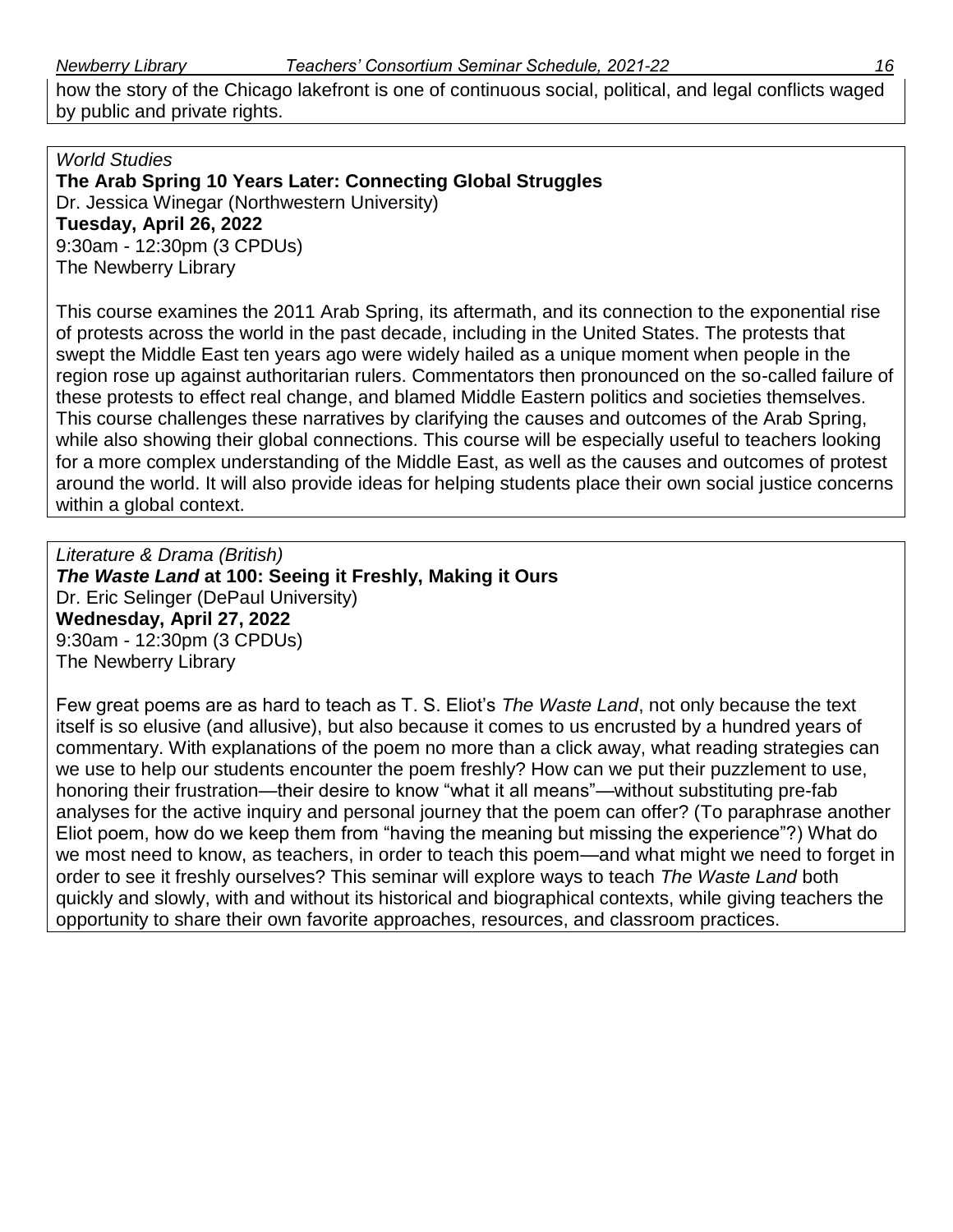how the story of the Chicago lakefront is one of continuous social, political, and legal conflicts waged by public and private rights.

*World Studies*
**The Arab Spring 10 Years Later: Connecting Global Struggles**
Dr. Jessica Winegar (Northwestern University)
**Tuesday, April 26, 2022**
9:30am - 12:30pm (3 CPDUs)
The Newberry Library

This course examines the 2011 Arab Spring, its aftermath, and its connection to the exponential rise of protests across the world in the past decade, including in the United States. The protests that swept the Middle East ten years ago were widely hailed as a unique moment when people in the region rose up against authoritarian rulers. Commentators then pronounced on the so-called failure of these protests to effect real change, and blamed Middle Eastern politics and societies themselves. This course challenges these narratives by clarifying the causes and outcomes of the Arab Spring, while also showing their global connections. This course will be especially useful to teachers looking for a more complex understanding of the Middle East, as well as the causes and outcomes of protest around the world. It will also provide ideas for helping students place their own social justice concerns within a global context.

*Literature & Drama (British)*
***The Waste Land* at 100: Seeing it Freshly, Making it Ours**
Dr. Eric Selinger (DePaul University)
**Wednesday, April 27, 2022**
9:30am - 12:30pm (3 CPDUs)
The Newberry Library

Few great poems are as hard to teach as T. S. Eliot's *The Waste Land*, not only because the text itself is so elusive (and allusive), but also because it comes to us encrusted by a hundred years of commentary. With explanations of the poem no more than a click away, what reading strategies can we use to help our students encounter the poem freshly? How can we put their puzzlement to use, honoring their frustration—their desire to know "what it all means"—without substituting pre-fab analyses for the active inquiry and personal journey that the poem can offer? (To paraphrase another Eliot poem, how do we keep them from "having the meaning but missing the experience"?) What do we most need to know, as teachers, in order to teach this poem—and what might we need to forget in order to see it freshly ourselves? This seminar will explore ways to teach *The Waste Land* both quickly and slowly, with and without its historical and biographical contexts, while giving teachers the opportunity to share their own favorite approaches, resources, and classroom practices.